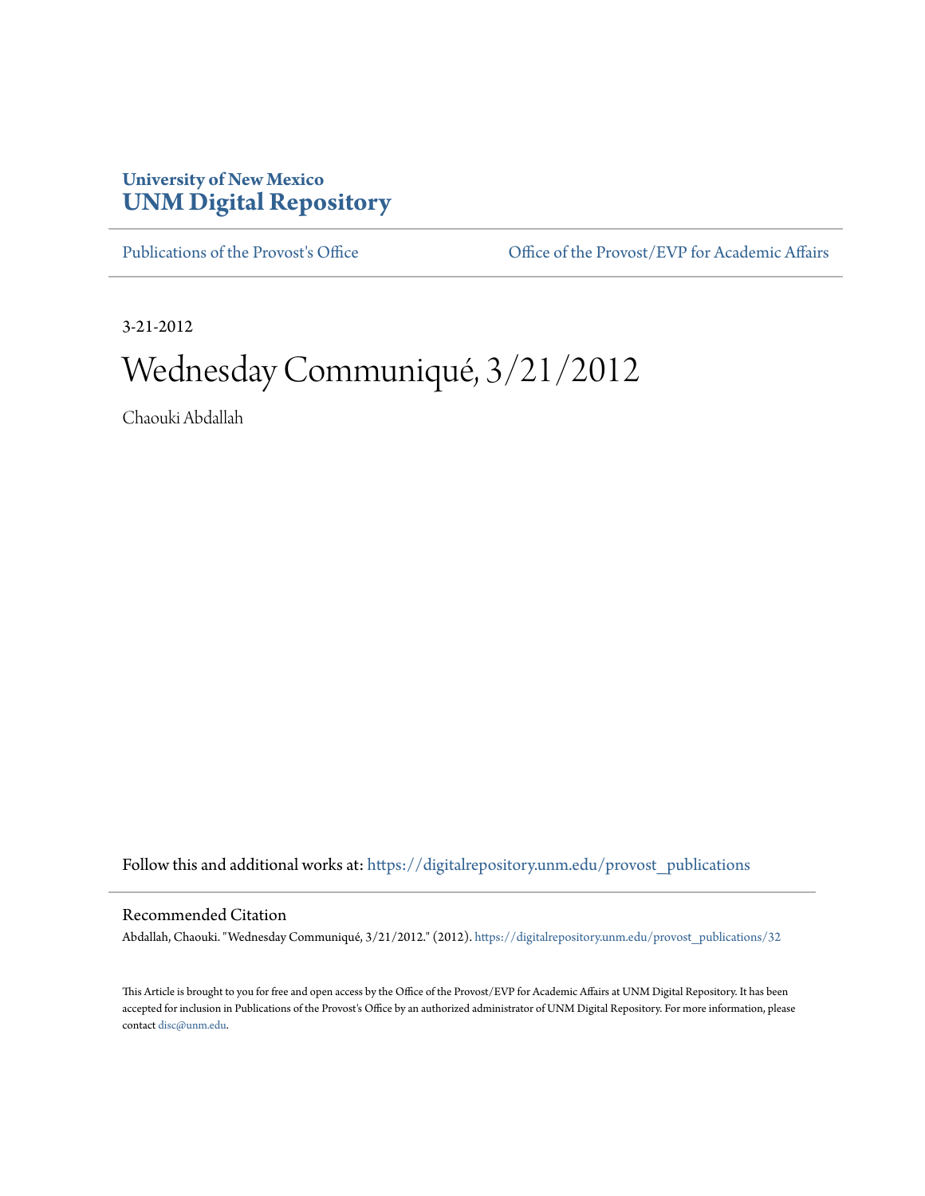University of New Mexico
# UNM Digital Repository

Publications of the Provost's Office

Office of the Provost/EVP for Academic Affairs

3-21-2012

# Wednesday Communiqué, 3/21/2012

Chaouki Abdallah

Follow this and additional works at: https://digitalrepository.unm.edu/provost_publications

## Recommended Citation

Abdallah, Chaouki. "Wednesday Communiqué, 3/21/2012." (2012). https://digitalrepository.unm.edu/provost_publications/32

This Article is brought to you for free and open access by the Office of the Provost/EVP for Academic Affairs at UNM Digital Repository. It has been accepted for inclusion in Publications of the Provost's Office by an authorized administrator of UNM Digital Repository. For more information, please contact disc@unm.edu.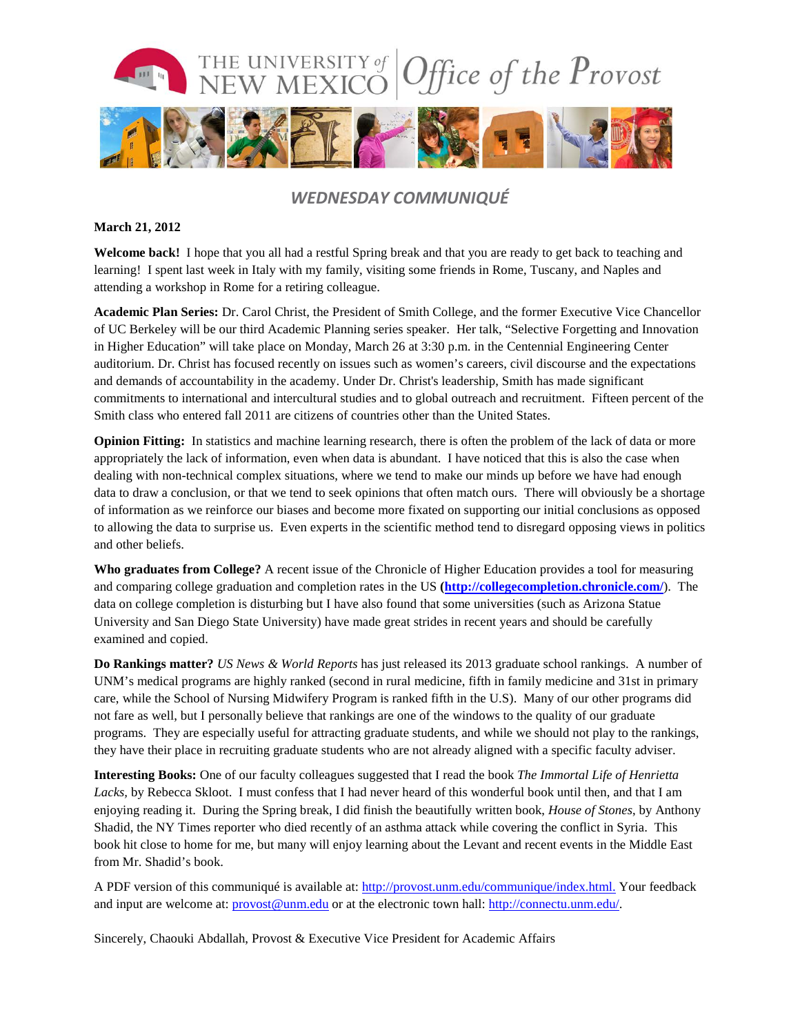THE UNIVERSITY of NEW MEXICO | Office of the Provost

## *WEDNESDAY COMMUNIQUÉ*

**March 21, 2012**

**Welcome back!** I hope that you all had a restful Spring break and that you are ready to get back to teaching and learning! I spent last week in Italy with my family, visiting some friends in Rome, Tuscany, and Naples and attending a workshop in Rome for a retiring colleague.

**Academic Plan Series:** Dr. Carol Christ, the President of Smith College, and the former Executive Vice Chancellor of UC Berkeley will be our third Academic Planning series speaker. Her talk, "Selective Forgetting and Innovation in Higher Education" will take place on Monday, March 26 at 3:30 p.m. in the Centennial Engineering Center auditorium. Dr. Christ has focused recently on issues such as women's careers, civil discourse and the expectations and demands of accountability in the academy. Under Dr. Christ's leadership, Smith has made significant commitments to international and intercultural studies and to global outreach and recruitment. Fifteen percent of the Smith class who entered fall 2011 are citizens of countries other than the United States.

**Opinion Fitting:** In statistics and machine learning research, there is often the problem of the lack of data or more appropriately the lack of information, even when data is abundant. I have noticed that this is also the case when dealing with non-technical complex situations, where we tend to make our minds up before we have had enough data to draw a conclusion, or that we tend to seek opinions that often match ours. There will obviously be a shortage of information as we reinforce our biases and become more fixated on supporting our initial conclusions as opposed to allowing the data to surprise us. Even experts in the scientific method tend to disregard opposing views in politics and other beliefs.

**Who graduates from College?** A recent issue of the Chronicle of Higher Education provides a tool for measuring and comparing college graduation and completion rates in the US (**http://collegecompletion.chronicle.com/**). The data on college completion is disturbing but I have also found that some universities (such as Arizona Statue University and San Diego State University) have made great strides in recent years and should be carefully examined and copied.

**Do Rankings matter?** *US News & World Reports* has just released its 2013 graduate school rankings. A number of UNM's medical programs are highly ranked (second in rural medicine, fifth in family medicine and 31st in primary care, while the School of Nursing Midwifery Program is ranked fifth in the U.S). Many of our other programs did not fare as well, but I personally believe that rankings are one of the windows to the quality of our graduate programs. They are especially useful for attracting graduate students, and while we should not play to the rankings, they have their place in recruiting graduate students who are not already aligned with a specific faculty adviser.

**Interesting Books:** One of our faculty colleagues suggested that I read the book *The Immortal Life of Henrietta Lacks*, by Rebecca Skloot. I must confess that I had never heard of this wonderful book until then, and that I am enjoying reading it. During the Spring break, I did finish the beautifully written book, *House of Stones*, by Anthony Shadid, the NY Times reporter who died recently of an asthma attack while covering the conflict in Syria. This book hit close to home for me, but many will enjoy learning about the Levant and recent events in the Middle East from Mr. Shadid's book.

A PDF version of this communiqué is available at: http://provost.unm.edu/communique/index.html. Your feedback and input are welcome at: provost@unm.edu or at the electronic town hall: http://connectu.unm.edu/.

Sincerely, Chaouki Abdallah, Provost & Executive Vice President for Academic Affairs